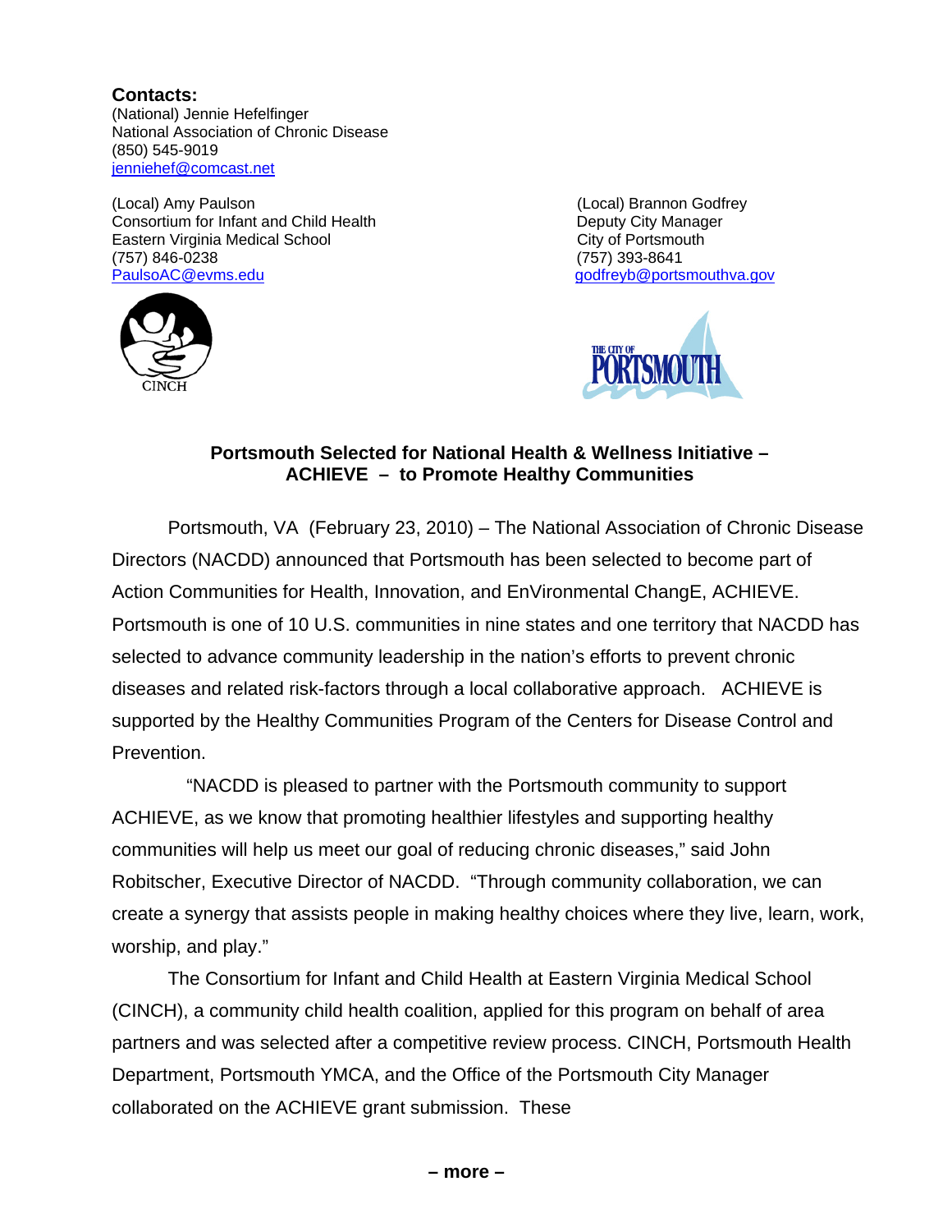**Contacts:**
(National) Jennie Hefelfinger
National Association of Chronic Disease
(850) 545-9019
jenniehef@comcast.net

(Local) Amy Paulson
Consortium for Infant and Child Health
Eastern Virginia Medical School
(757) 846-0238
PaulsoAC@evms.edu

(Local) Brannon Godfrey
Deputy City Manager
City of Portsmouth
(757) 393-8641
godfreyb@portsmouthva.gov

CINCH

THE CITY OF PORTSMOUTH

**Portsmouth Selected for National Health & Wellness Initiative – ACHIEVE – to Promote Healthy Communities**

Portsmouth, VA (February 23, 2010) – The National Association of Chronic Disease Directors (NACDD) announced that Portsmouth has been selected to become part of Action Communities for Health, Innovation, and EnVironmental ChangE, ACHIEVE. Portsmouth is one of 10 U.S. communities in nine states and one territory that NACDD has selected to advance community leadership in the nation's efforts to prevent chronic diseases and related risk-factors through a local collaborative approach. ACHIEVE is supported by the Healthy Communities Program of the Centers for Disease Control and Prevention.

"NACDD is pleased to partner with the Portsmouth community to support ACHIEVE, as we know that promoting healthier lifestyles and supporting healthy communities will help us meet our goal of reducing chronic diseases," said John Robitscher, Executive Director of NACDD. "Through community collaboration, we can create a synergy that assists people in making healthy choices where they live, learn, work, worship, and play."

The Consortium for Infant and Child Health at Eastern Virginia Medical School (CINCH), a community child health coalition, applied for this program on behalf of area partners and was selected after a competitive review process. CINCH, Portsmouth Health Department, Portsmouth YMCA, and the Office of the Portsmouth City Manager collaborated on the ACHIEVE grant submission. These

**– more –**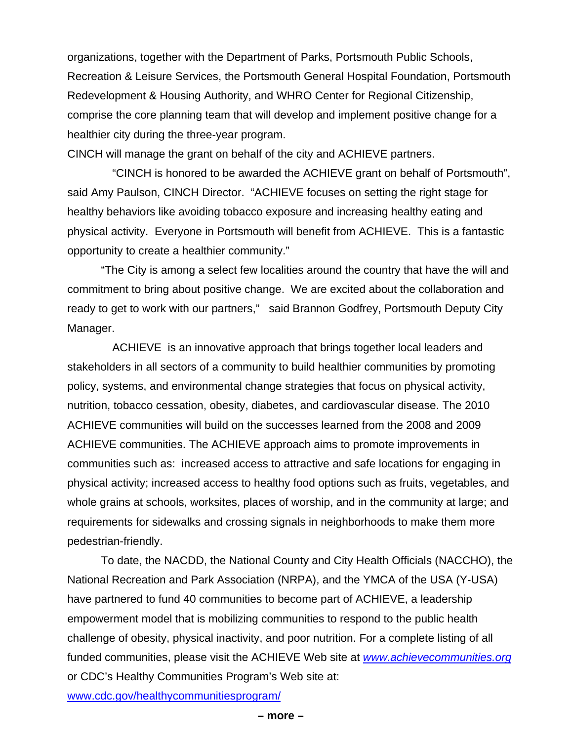organizations, together with the Department of Parks, Portsmouth Public Schools, Recreation & Leisure Services, the Portsmouth General Hospital Foundation, Portsmouth Redevelopment & Housing Authority, and WHRO Center for Regional Citizenship, comprise the core planning team that will develop and implement positive change for a healthier city during the three-year program.

CINCH will manage the grant on behalf of the city and ACHIEVE partners.

"CINCH is honored to be awarded the ACHIEVE grant on behalf of Portsmouth", said Amy Paulson, CINCH Director. "ACHIEVE focuses on setting the right stage for healthy behaviors like avoiding tobacco exposure and increasing healthy eating and physical activity. Everyone in Portsmouth will benefit from ACHIEVE. This is a fantastic opportunity to create a healthier community."

"The City is among a select few localities around the country that have the will and commitment to bring about positive change. We are excited about the collaboration and ready to get to work with our partners," said Brannon Godfrey, Portsmouth Deputy City Manager.

ACHIEVE is an innovative approach that brings together local leaders and stakeholders in all sectors of a community to build healthier communities by promoting policy, systems, and environmental change strategies that focus on physical activity, nutrition, tobacco cessation, obesity, diabetes, and cardiovascular disease. The 2010 ACHIEVE communities will build on the successes learned from the 2008 and 2009 ACHIEVE communities. The ACHIEVE approach aims to promote improvements in communities such as: increased access to attractive and safe locations for engaging in physical activity; increased access to healthy food options such as fruits, vegetables, and whole grains at schools, worksites, places of worship, and in the community at large; and requirements for sidewalks and crossing signals in neighborhoods to make them more pedestrian-friendly.

To date, the NACDD, the National County and City Health Officials (NACCHO), the National Recreation and Park Association (NRPA), and the YMCA of the USA (Y-USA) have partnered to fund 40 communities to become part of ACHIEVE, a leadership empowerment model that is mobilizing communities to respond to the public health challenge of obesity, physical inactivity, and poor nutrition. For a complete listing of all funded communities, please visit the ACHIEVE Web site at *www.achievecommunities.org* or CDC's Healthy Communities Program's Web site at: www.cdc.gov/healthycommunitiesprogram/

**– more –**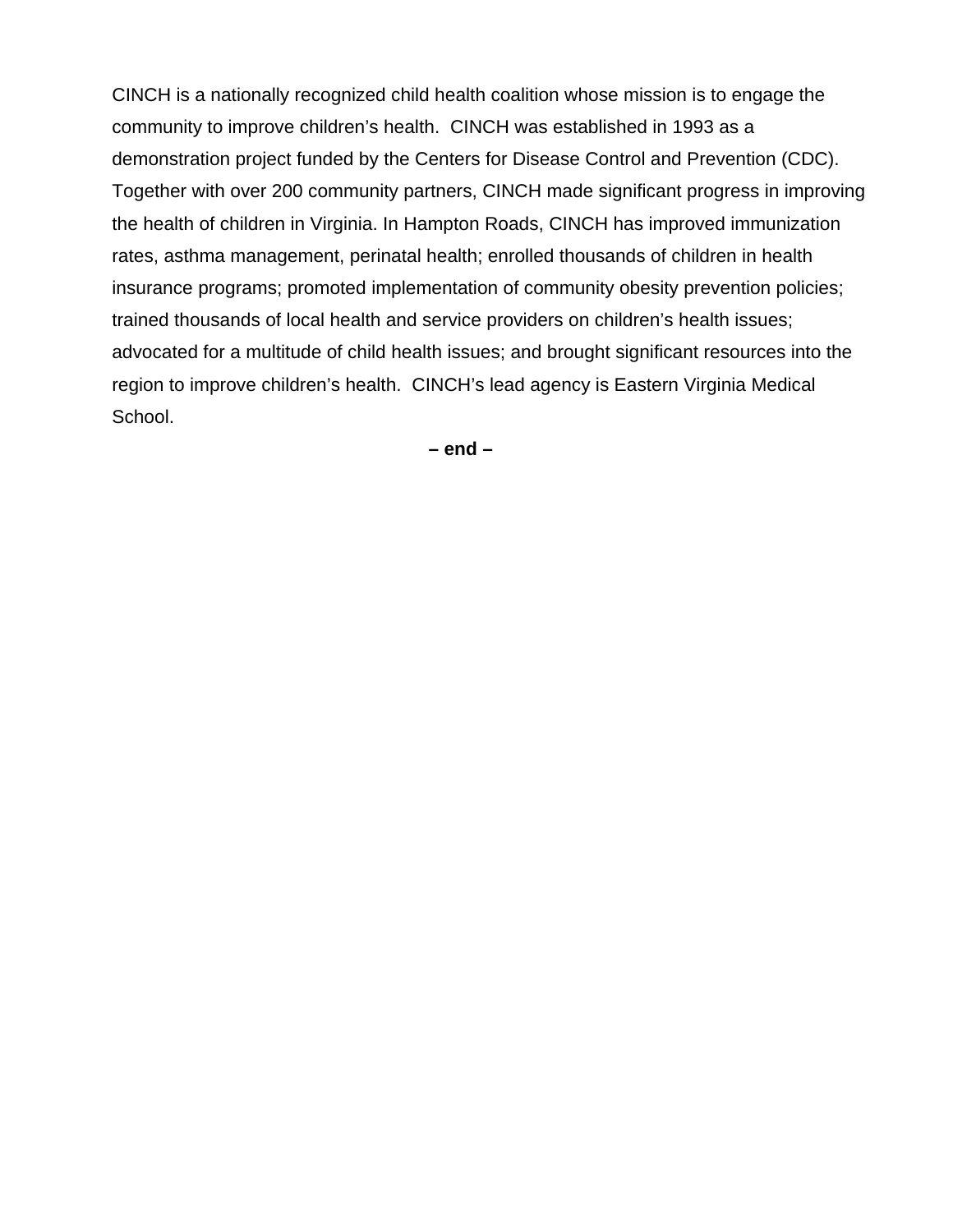CINCH is a nationally recognized child health coalition whose mission is to engage the community to improve children's health. CINCH was established in 1993 as a demonstration project funded by the Centers for Disease Control and Prevention (CDC). Together with over 200 community partners, CINCH made significant progress in improving the health of children in Virginia. In Hampton Roads, CINCH has improved immunization rates, asthma management, perinatal health; enrolled thousands of children in health insurance programs; promoted implementation of community obesity prevention policies; trained thousands of local health and service providers on children's health issues; advocated for a multitude of child health issues; and brought significant resources into the region to improve children's health. CINCH's lead agency is Eastern Virginia Medical School.

**– end –**